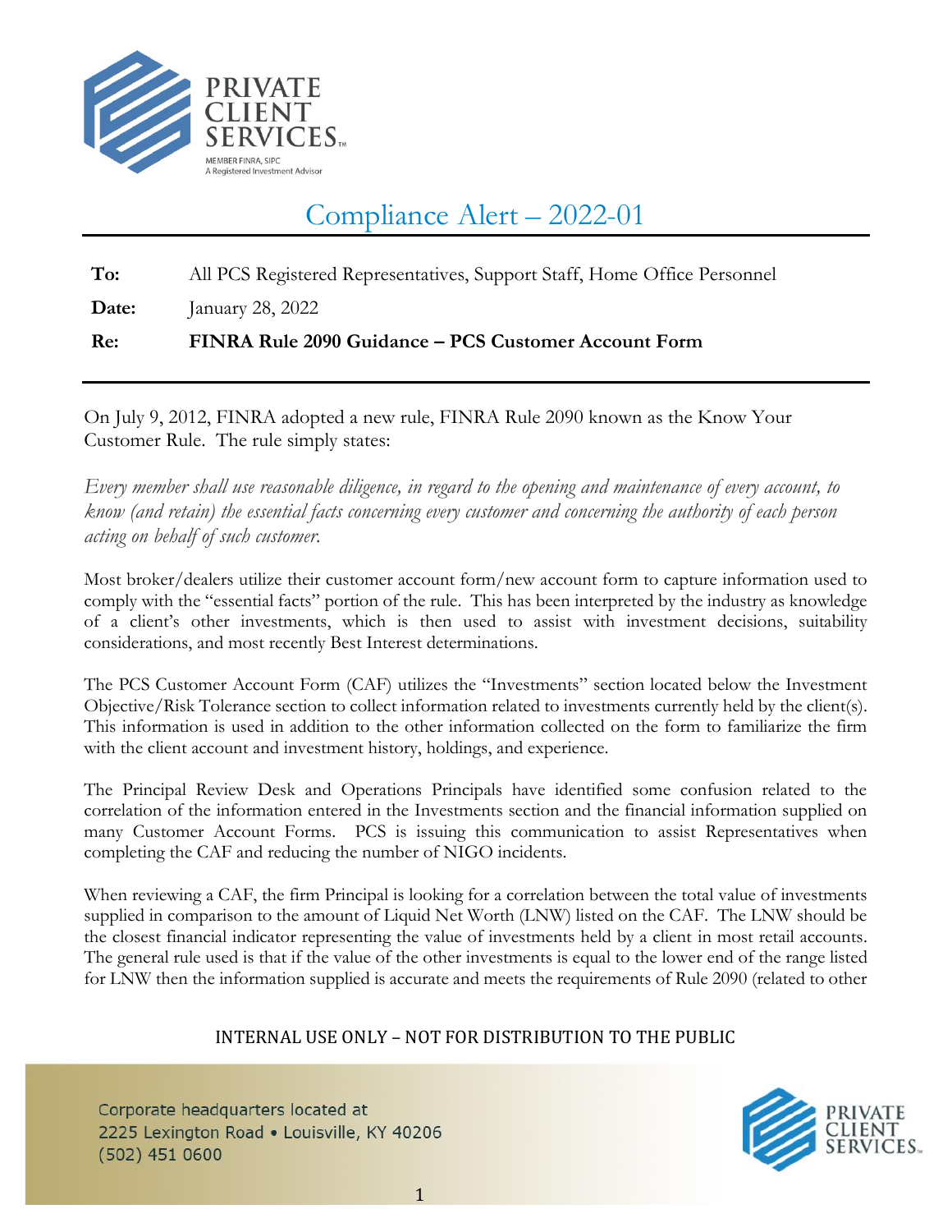PRIVATE CLIENT SERVICES

MEMBER FINRA, SIPC
A Registered Investment Advisor

# Compliance Alert – 2022-01

**To:** All PCS Registered Representatives, Support Staff, Home Office Personnel

**Date:** January 28, 2022

**Re:** **FINRA Rule 2090 Guidance – PCS Customer Account Form**

On July 9, 2012, FINRA adopted a new rule, FINRA Rule 2090 known as the Know Your Customer Rule. The rule simply states:

*Every member shall use reasonable diligence, in regard to the opening and maintenance of every account, to know (and retain) the essential facts concerning every customer and concerning the authority of each person acting on behalf of such customer.*

Most broker/dealers utilize their customer account form/new account form to capture information used to comply with the "essential facts" portion of the rule. This has been interpreted by the industry as knowledge of a client's other investments, which is then used to assist with investment decisions, suitability considerations, and most recently Best Interest determinations.

The PCS Customer Account Form (CAF) utilizes the "Investments" section located below the Investment Objective/Risk Tolerance section to collect information related to investments currently held by the client(s). This information is used in addition to the other information collected on the form to familiarize the firm with the client account and investment history, holdings, and experience.

The Principal Review Desk and Operations Principals have identified some confusion related to the correlation of the information entered in the Investments section and the financial information supplied on many Customer Account Forms. PCS is issuing this communication to assist Representatives when completing the CAF and reducing the number of NIGO incidents.

When reviewing a CAF, the firm Principal is looking for a correlation between the total value of investments supplied in comparison to the amount of Liquid Net Worth (LNW) listed on the CAF. The LNW should be the closest financial indicator representing the value of investments held by a client in most retail accounts. The general rule used is that if the value of the other investments is equal to the lower end of the range listed for LNW then the information supplied is accurate and meets the requirements of Rule 2090 (related to other

INTERNAL USE ONLY – NOT FOR DISTRIBUTION TO THE PUBLIC

Corporate headquarters located at
2225 Lexington Road • Louisville, KY 40206
(502) 451 0600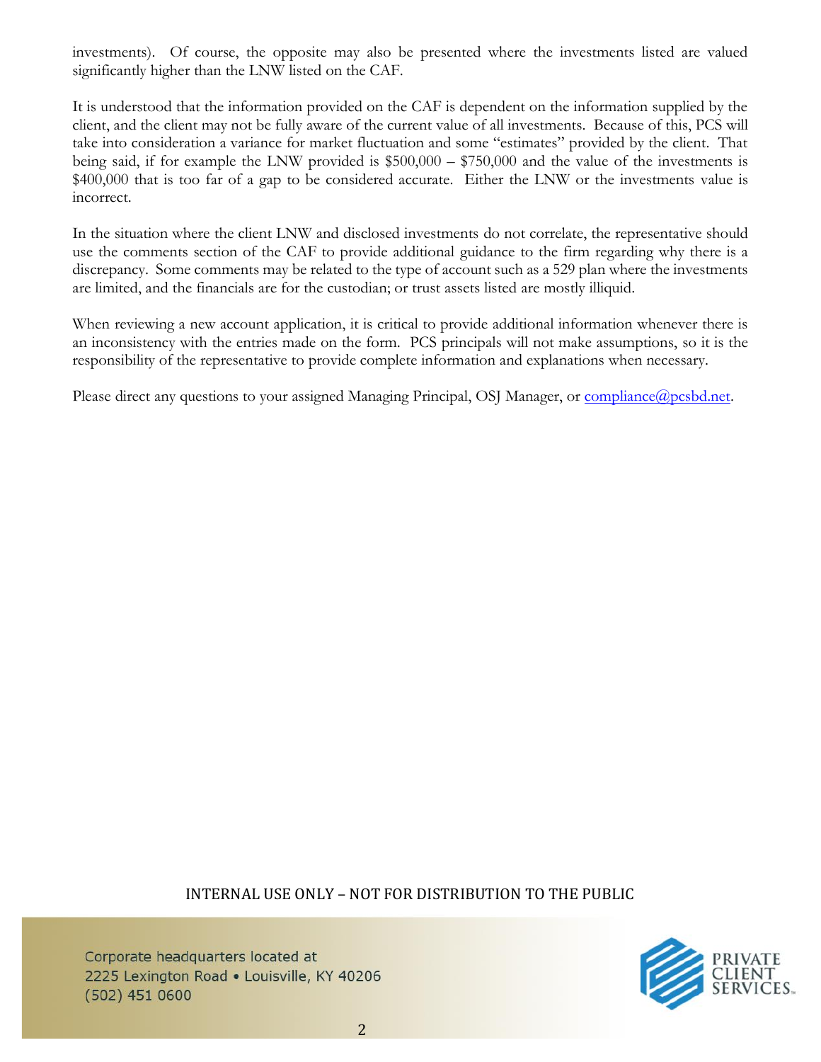investments). Of course, the opposite may also be presented where the investments listed are valued significantly higher than the LNW listed on the CAF.

It is understood that the information provided on the CAF is dependent on the information supplied by the client, and the client may not be fully aware of the current value of all investments. Because of this, PCS will take into consideration a variance for market fluctuation and some "estimates" provided by the client. That being said, if for example the LNW provided is $500,000 – $750,000 and the value of the investments is $400,000 that is too far of a gap to be considered accurate. Either the LNW or the investments value is incorrect.

In the situation where the client LNW and disclosed investments do not correlate, the representative should use the comments section of the CAF to provide additional guidance to the firm regarding why there is a discrepancy. Some comments may be related to the type of account such as a 529 plan where the investments are limited, and the financials are for the custodian; or trust assets listed are mostly illiquid.

When reviewing a new account application, it is critical to provide additional information whenever there is an inconsistency with the entries made on the form. PCS principals will not make assumptions, so it is the responsibility of the representative to provide complete information and explanations when necessary.

Please direct any questions to your assigned Managing Principal, OSJ Manager, or compliance@pcsbd.net.

INTERNAL USE ONLY – NOT FOR DISTRIBUTION TO THE PUBLIC

Corporate headquarters located at
2225 Lexington Road • Louisville, KY 40206
(502) 451 0600

PRIVATE CLIENT SERVICES